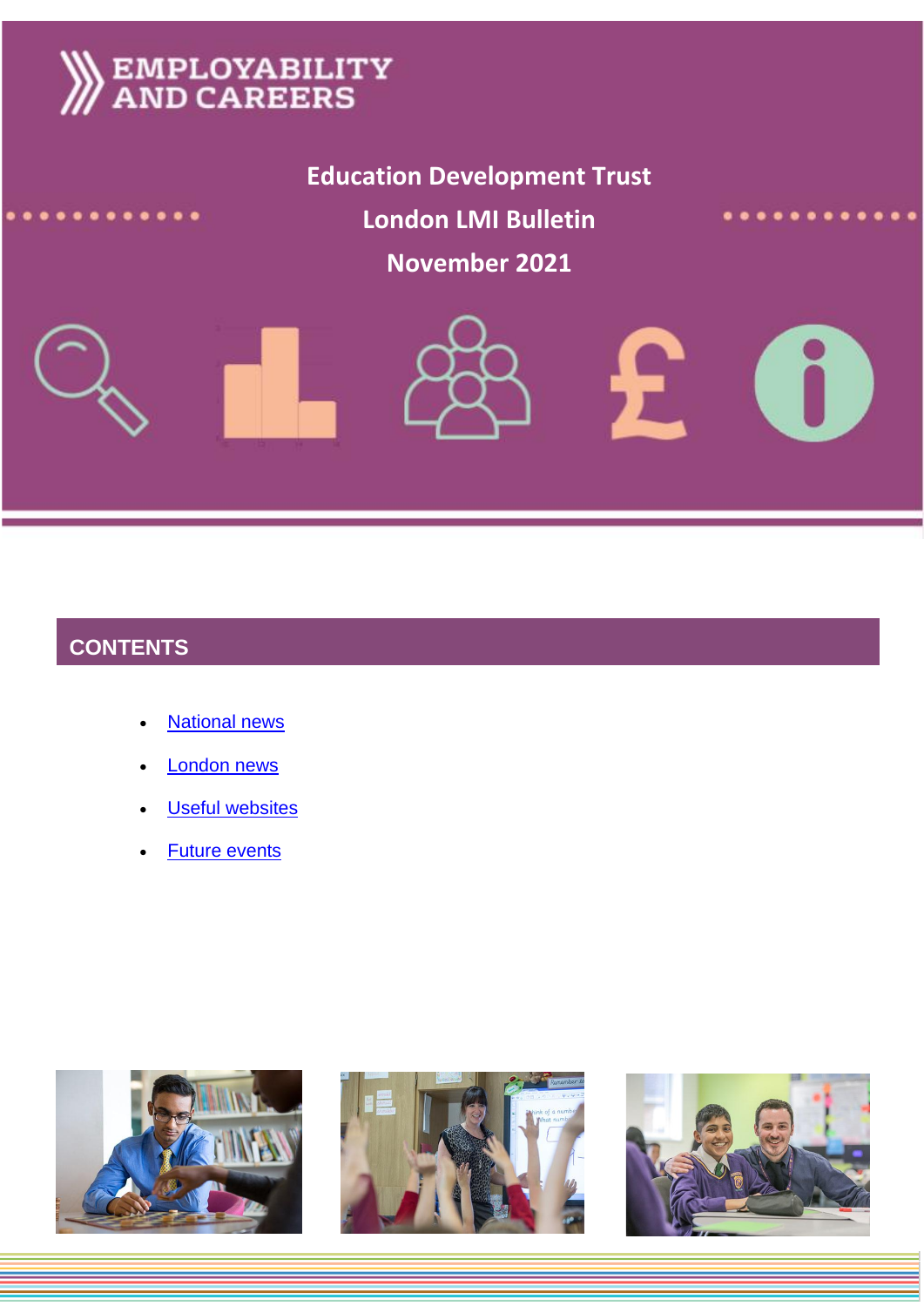EMPLOYABILITY AND CAREERS

# Education Development Trust
# London LMI Bulletin
# November 2021

## CONTENTS

- National news
- London news
- Useful websites
- Future events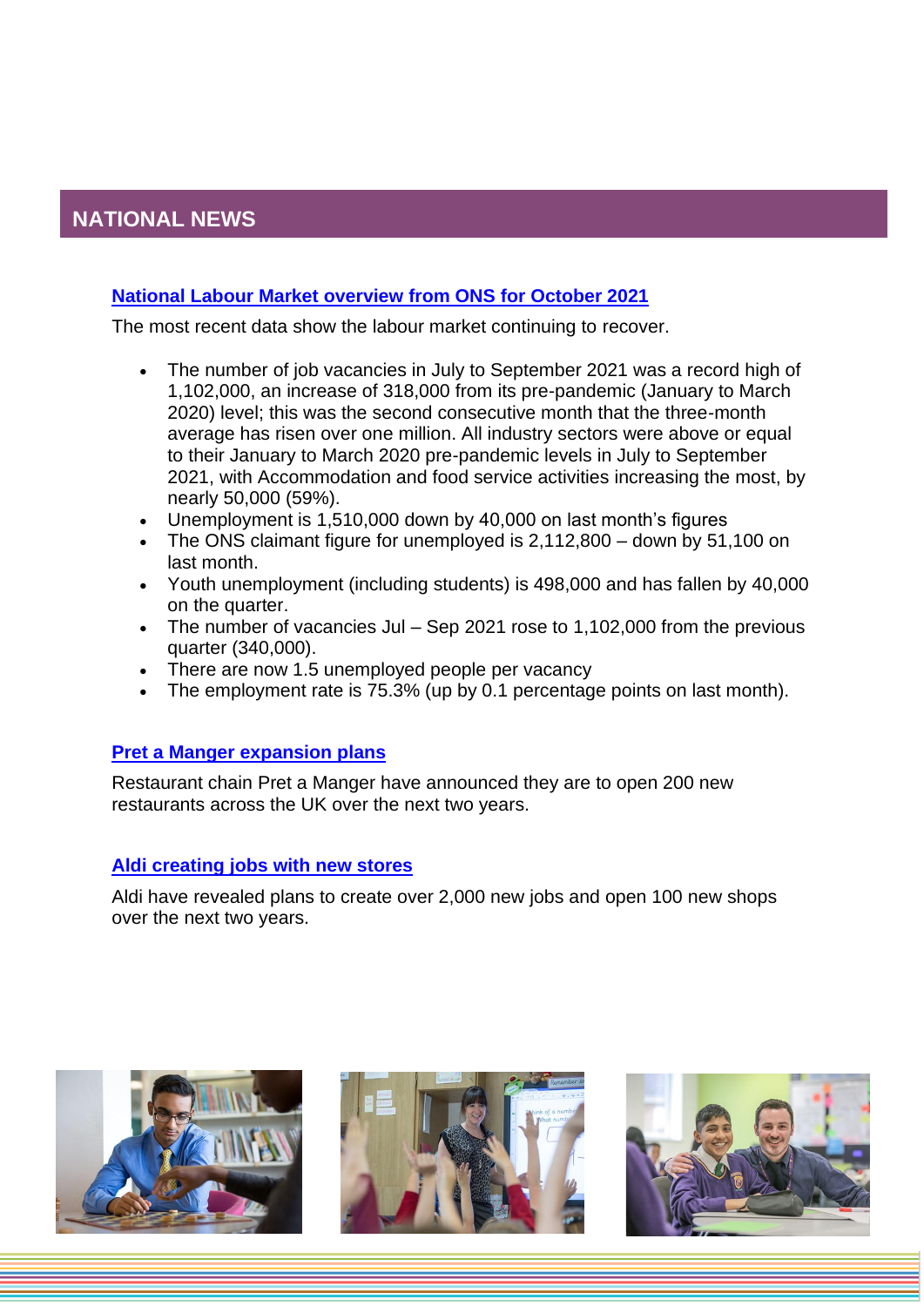## NATIONAL NEWS

### National Labour Market overview from ONS for October 2021

The most recent data show the labour market continuing to recover.

- The number of job vacancies in July to September 2021 was a record high of 1,102,000, an increase of 318,000 from its pre-pandemic (January to March 2020) level; this was the second consecutive month that the three-month average has risen over one million. All industry sectors were above or equal to their January to March 2020 pre-pandemic levels in July to September 2021, with Accommodation and food service activities increasing the most, by nearly 50,000 (59%).
- Unemployment is 1,510,000 down by 40,000 on last month's figures
- The ONS claimant figure for unemployed is 2,112,800 – down by 51,100 on last month.
- Youth unemployment (including students) is 498,000 and has fallen by 40,000 on the quarter.
- The number of vacancies Jul – Sep 2021 rose to 1,102,000 from the previous quarter (340,000).
- There are now 1.5 unemployed people per vacancy
- The employment rate is 75.3% (up by 0.1 percentage points on last month).

### Pret a Manger expansion plans

Restaurant chain Pret a Manger have announced they are to open 200 new restaurants across the UK over the next two years.

### Aldi creating jobs with new stores

Aldi have revealed plans to create over 2,000 new jobs and open 100 new shops over the next two years.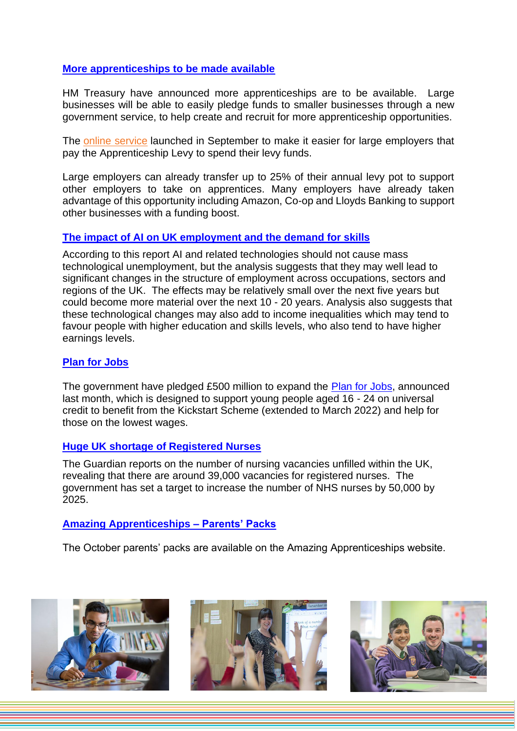### More apprenticeships to be made available

HM Treasury have announced more apprenticeships are to be available. Large businesses will be able to easily pledge funds to smaller businesses through a new government service, to help create and recruit for more apprenticeship opportunities.

The online service launched in September to make it easier for large employers that pay the Apprenticeship Levy to spend their levy funds.

Large employers can already transfer up to 25% of their annual levy pot to support other employers to take on apprentices. Many employers have already taken advantage of this opportunity including Amazon, Co-op and Lloyds Banking to support other businesses with a funding boost.

### The impact of AI on UK employment and the demand for skills

According to this report AI and related technologies should not cause mass technological unemployment, but the analysis suggests that they may well lead to significant changes in the structure of employment across occupations, sectors and regions of the UK. The effects may be relatively small over the next five years but could become more material over the next 10 - 20 years. Analysis also suggests that these technological changes may also add to income inequalities which may tend to favour people with higher education and skills levels, who also tend to have higher earnings levels.

### Plan for Jobs

The government have pledged £500 million to expand the Plan for Jobs, announced last month, which is designed to support young people aged 16 - 24 on universal credit to benefit from the Kickstart Scheme (extended to March 2022) and help for those on the lowest wages.

### Huge UK shortage of Registered Nurses

The Guardian reports on the number of nursing vacancies unfilled within the UK, revealing that there are around 39,000 vacancies for registered nurses. The government has set a target to increase the number of NHS nurses by 50,000 by 2025.

### Amazing Apprenticeships – Parents' Packs

The October parents' packs are available on the Amazing Apprenticeships website.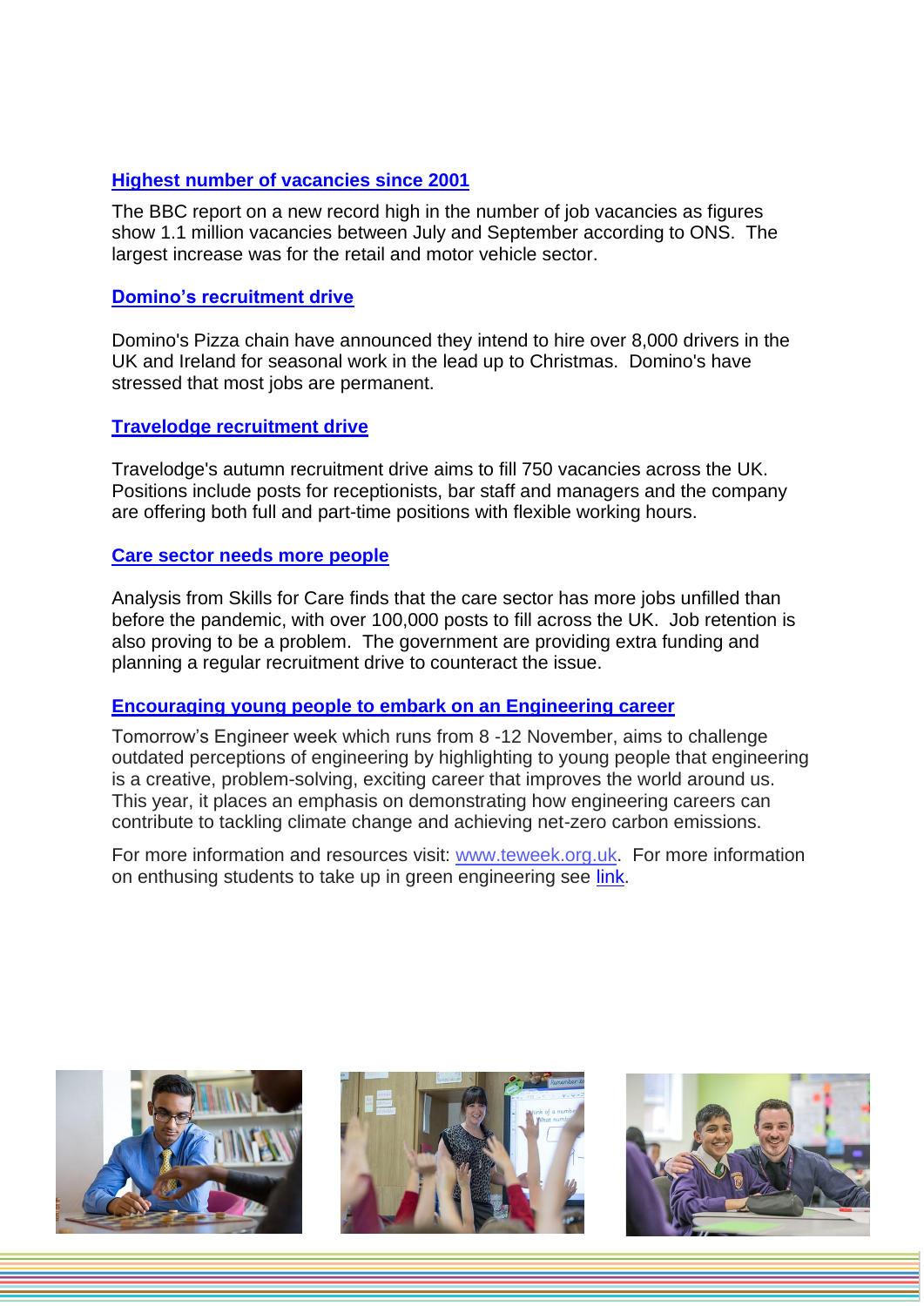## Highest number of vacancies since 2001

The BBC report on a new record high in the number of job vacancies as figures show 1.1 million vacancies between July and September according to ONS. The largest increase was for the retail and motor vehicle sector.

## Domino's recruitment drive

Domino's Pizza chain have announced they intend to hire over 8,000 drivers in the UK and Ireland for seasonal work in the lead up to Christmas. Domino's have stressed that most jobs are permanent.

## Travelodge recruitment drive

Travelodge's autumn recruitment drive aims to fill 750 vacancies across the UK. Positions include posts for receptionists, bar staff and managers and the company are offering both full and part-time positions with flexible working hours.

## Care sector needs more people

Analysis from Skills for Care finds that the care sector has more jobs unfilled than before the pandemic, with over 100,000 posts to fill across the UK. Job retention is also proving to be a problem. The government are providing extra funding and planning a regular recruitment drive to counteract the issue.

## Encouraging young people to embark on an Engineering career

Tomorrow's Engineer week which runs from 8 -12 November, aims to challenge outdated perceptions of engineering by highlighting to young people that engineering is a creative, problem-solving, exciting career that improves the world around us. This year, it places an emphasis on demonstrating how engineering careers can contribute to tackling climate change and achieving net-zero carbon emissions.

For more information and resources visit: www.teweek.org.uk. For more information on enthusing students to take up in green engineering see link.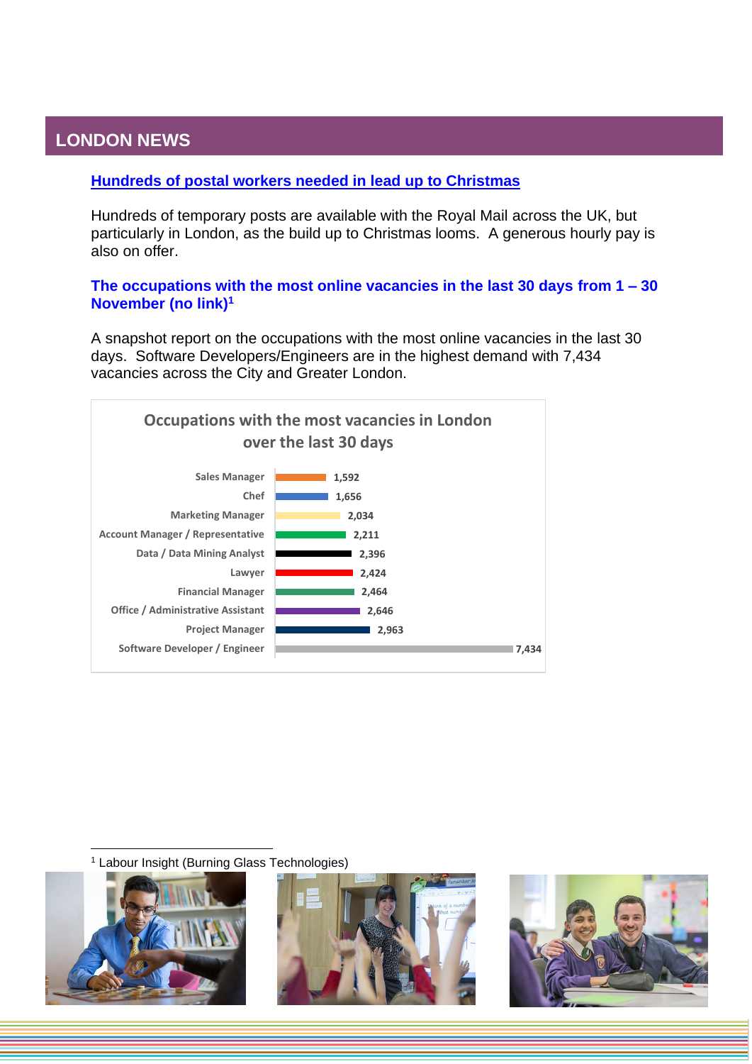## LONDON NEWS

### [Hundreds of postal workers needed in lead up to Christmas]

Hundreds of temporary posts are available with the Royal Mail across the UK, but particularly in London, as the build up to Christmas looms. A generous hourly pay is also on offer.

### The occupations with the most online vacancies in the last 30 days from 1 – 30 November (no link)[1]

A snapshot report on the occupations with the most online vacancies in the last 30 days. Software Developers/Engineers are in the highest demand with 7,434 vacancies across the City and Greater London.

**Occupations with the most vacancies in London over the last 30 days**

| Occupation | Vacancies |
|---|---|
| Sales Manager | 1,592 |
| Chef | 1,656 |
| Marketing Manager | 2,034 |
| Account Manager / Representative | 2,211 |
| Data / Data Mining Analyst | 2,396 |
| Lawyer | 2,424 |
| Financial Manager | 2,464 |
| Office / Administrative Assistant | 2,646 |
| Project Manager | 2,963 |
| Software Developer / Engineer | 7,434 |

[1] Labour Insight (Burning Glass Technologies)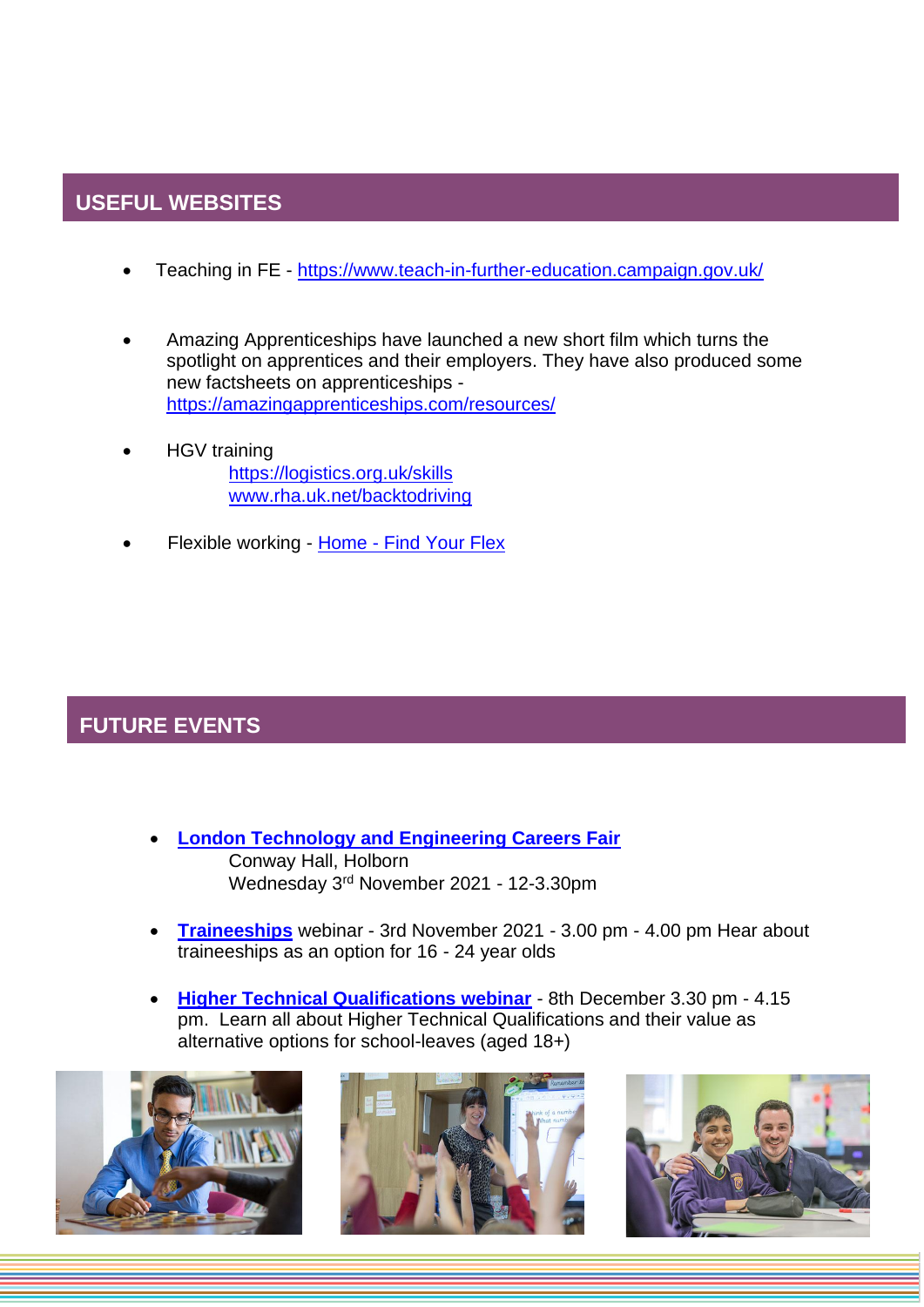## USEFUL WEBSITES

- Teaching in FE - https://www.teach-in-further-education.campaign.gov.uk/
- Amazing Apprenticeships have launched a new short film which turns the spotlight on apprentices and their employers. They have also produced some new factsheets on apprenticeships - https://amazingapprenticeships.com/resources/
- HGV training
  https://logistics.org.uk/skills
  www.rha.uk.net/backtodriving
- Flexible working - Home - Find Your Flex

## FUTURE EVENTS

- **London Technology and Engineering Careers Fair**
  Conway Hall, Holborn
  Wednesday 3rd November 2021 - 12-3.30pm
- **Traineeships** webinar - 3rd November 2021 - 3.00 pm - 4.00 pm Hear about traineeships as an option for 16 - 24 year olds
- **Higher Technical Qualifications webinar** - 8th December 3.30 pm - 4.15 pm. Learn all about Higher Technical Qualifications and their value as alternative options for school-leaves (aged 18+)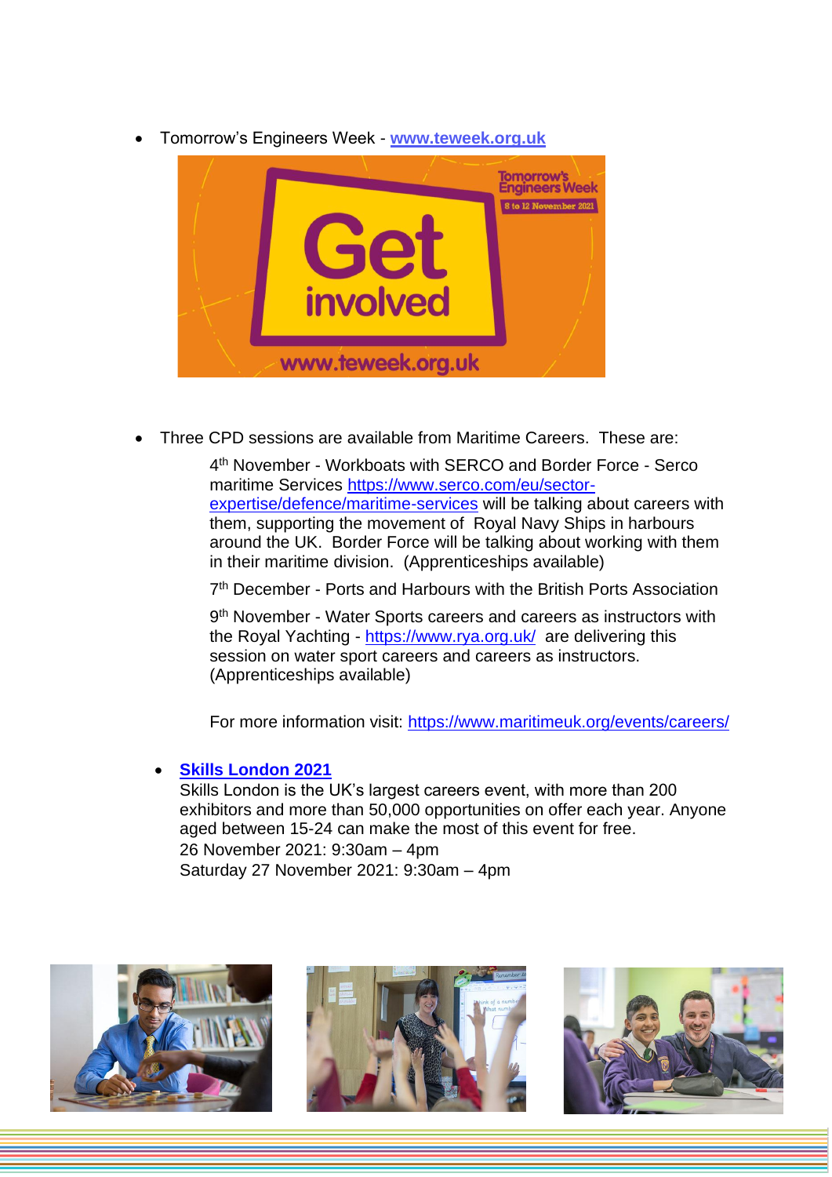- Tomorrow's Engineers Week - **[www.teweek.org.uk](www.teweek.org.uk)**

- Three CPD sessions are available from Maritime Careers. These are:

  4th November - Workboats with SERCO and Border Force - Serco maritime Services https://www.serco.com/eu/sector-expertise/defence/maritime-services will be talking about careers with them, supporting the movement of Royal Navy Ships in harbours around the UK. Border Force will be talking about working with them in their maritime division. (Apprenticeships available)

  7th December - Ports and Harbours with the British Ports Association

  9th November - Water Sports careers and careers as instructors with the Royal Yachting - https://www.rya.org.uk/ are delivering this session on water sport careers and careers as instructors. (Apprenticeships available)

  For more information visit: https://www.maritimeuk.org/events/careers/

- **Skills London 2021**
  Skills London is the UK's largest careers event, with more than 200 exhibitors and more than 50,000 opportunities on offer each year. Anyone aged between 15-24 can make the most of this event for free.
  26 November 2021: 9:30am – 4pm
  Saturday 27 November 2021: 9:30am – 4pm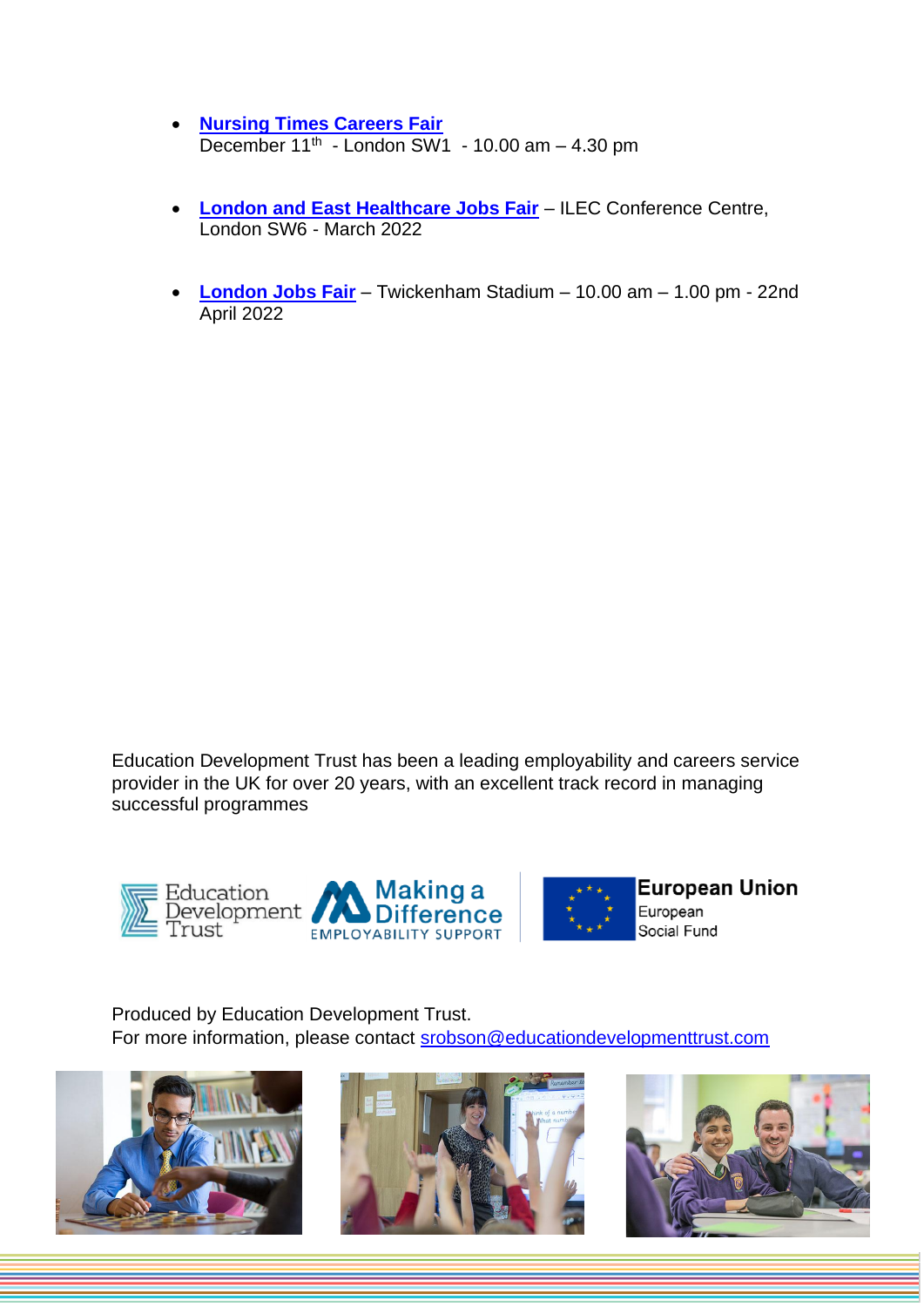- **Nursing Times Careers Fair**
  December 11th - London SW1 - 10.00 am – 4.30 pm

- **London and East Healthcare Jobs Fair** – ILEC Conference Centre, London SW6 - March 2022

- **London Jobs Fair** – Twickenham Stadium – 10.00 am – 1.00 pm - 22nd April 2022

Education Development Trust has been a leading employability and careers service provider in the UK for over 20 years, with an excellent track record in managing successful programmes

Produced by Education Development Trust.
For more information, please contact srobson@educationdevelopmenttrust.com